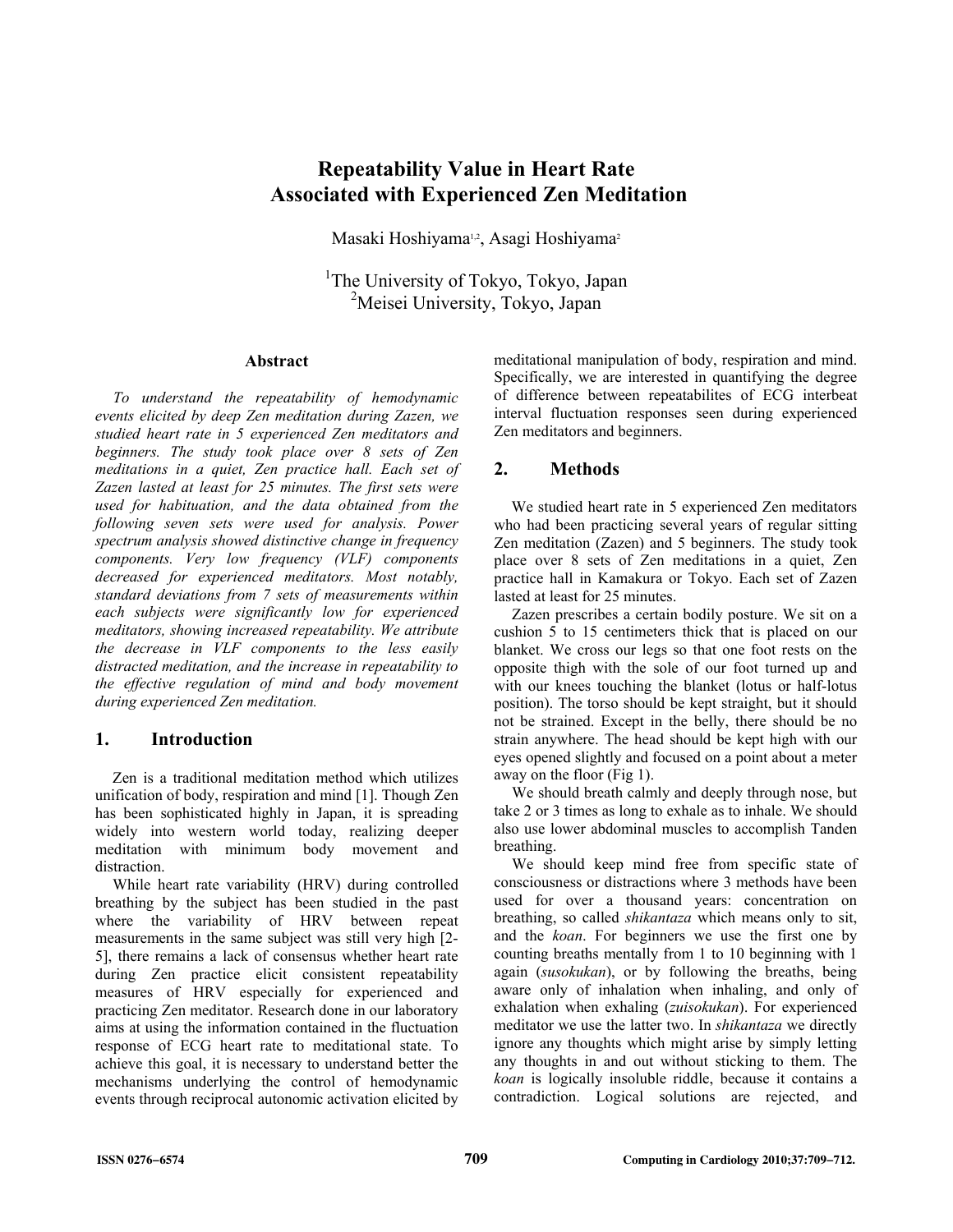# Repeatability Value in Heart Rate Associated with Experienced Zen Meditation

Masaki Hoshiyama[1,2], Asagi Hoshiyama[2]

[1]The University of Tokyo, Tokyo, Japan
[2]Meisei University, Tokyo, Japan

### Abstract

*To understand the repeatability of hemodynamic events elicited by deep Zen meditation during Zazen, we studied heart rate in 5 experienced Zen meditators and beginners. The study took place over 8 sets of Zen meditations in a quiet, Zen practice hall. Each set of Zazen lasted at least for 25 minutes. The first sets were used for habituation, and the data obtained from the following seven sets were used for analysis. Power spectrum analysis showed distinctive change in frequency components. Very low frequency (VLF) components decreased for experienced meditators. Most notably, standard deviations from 7 sets of measurements within each subjects were significantly low for experienced meditators, showing increased repeatability. We attribute the decrease in VLF components to the less easily distracted meditation, and the increase in repeatability to the effective regulation of mind and body movement during experienced Zen meditation.*

## 1. Introduction

Zen is a traditional meditation method which utilizes unification of body, respiration and mind [1]. Though Zen has been sophisticated highly in Japan, it is spreading widely into western world today, realizing deeper meditation with minimum body movement and distraction.

While heart rate variability (HRV) during controlled breathing by the subject has been studied in the past where the variability of HRV between repeat measurements in the same subject was still very high [2-5], there remains a lack of consensus whether heart rate during Zen practice elicit consistent repeatability measures of HRV especially for experienced and practicing Zen meditator. Research done in our laboratory aims at using the information contained in the fluctuation response of ECG heart rate to meditational state. To achieve this goal, it is necessary to understand better the mechanisms underlying the control of hemodynamic events through reciprocal autonomic activation elicited by meditational manipulation of body, respiration and mind. Specifically, we are interested in quantifying the degree of difference between repeatabilites of ECG interbeat interval fluctuation responses seen during experienced Zen meditators and beginners.

## 2. Methods

We studied heart rate in 5 experienced Zen meditators who had been practicing several years of regular sitting Zen meditation (Zazen) and 5 beginners. The study took place over 8 sets of Zen meditations in a quiet, Zen practice hall in Kamakura or Tokyo. Each set of Zazen lasted at least for 25 minutes.

Zazen prescribes a certain bodily posture. We sit on a cushion 5 to 15 centimeters thick that is placed on our blanket. We cross our legs so that one foot rests on the opposite thigh with the sole of our foot turned up and with our knees touching the blanket (lotus or half-lotus position). The torso should be kept straight, but it should not be strained. Except in the belly, there should be no strain anywhere. The head should be kept high with our eyes opened slightly and focused on a point about a meter away on the floor (Fig 1).

We should breath calmly and deeply through nose, but take 2 or 3 times as long to exhale as to inhale. We should also use lower abdominal muscles to accomplish Tanden breathing.

We should keep mind free from specific state of consciousness or distractions where 3 methods have been used for over a thousand years: concentration on breathing, so called *shikantaza* which means only to sit, and the *koan*. For beginners we use the first one by counting breaths mentally from 1 to 10 beginning with 1 again (*susokukan*), or by following the breaths, being aware only of inhalation when inhaling, and only of exhalation when exhaling (*zuisokukan*). For experienced meditator we use the latter two. In *shikantaza* we directly ignore any thoughts which might arise by simply letting any thoughts in and out without sticking to them. The *koan* is logically insoluble riddle, because it contains a contradiction. Logical solutions are rejected, and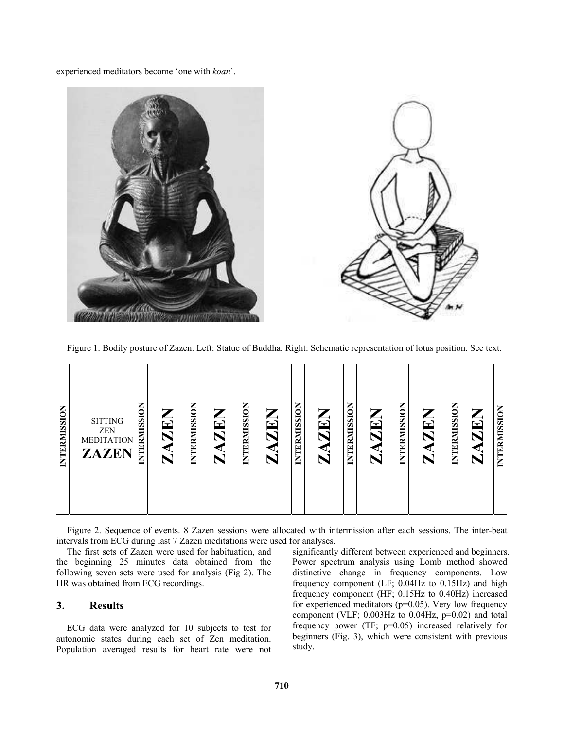experienced meditators become 'one with *koan*'.

Figure 1. Bodily posture of Zazen. Left: Statue of Buddha, Right: Schematic representation of lotus position. See text.

| | | | | | | | | | | | | | | | | | |
|---|---|---|---|---|---|---|---|---|---|---|---|---|---|---|---|---|---|
| INTERMISSION | SITTING ZEN MEDITATION **ZAZEN** | INTERMISSION | **ZAZEN** | INTERMISSION | **ZAZEN** | INTERMISSION | **ZAZEN** | INTERMISSION | **ZAZEN** | INTERMISSION | **ZAZEN** | INTERMISSION | **ZAZEN** | INTERMISSION | **ZAZEN** | INTERMISSION | |

Figure 2. Sequence of events. 8 Zazen sessions were allocated with intermission after each sessions. The inter-beat intervals from ECG during last 7 Zazen meditations were used for analyses.

The first sets of Zazen were used for habituation, and the beginning 25 minutes data obtained from the following seven sets were used for analysis (Fig 2). The HR was obtained from ECG recordings.

## 3. Results

ECG data were analyzed for 10 subjects to test for autonomic states during each set of Zen meditation. Population averaged results for heart rate were not significantly different between experienced and beginners. Power spectrum analysis using Lomb method showed distinctive change in frequency components. Low frequency component (LF; 0.04Hz to 0.15Hz) and high frequency component (HF; 0.15Hz to 0.40Hz) increased for experienced meditators ($p=0.05$). Very low frequency component (VLF; 0.003Hz to 0.04Hz, $p=0.02$) and total frequency power (TF; $p=0.05$) increased relatively for beginners (Fig. 3), which were consistent with previous study.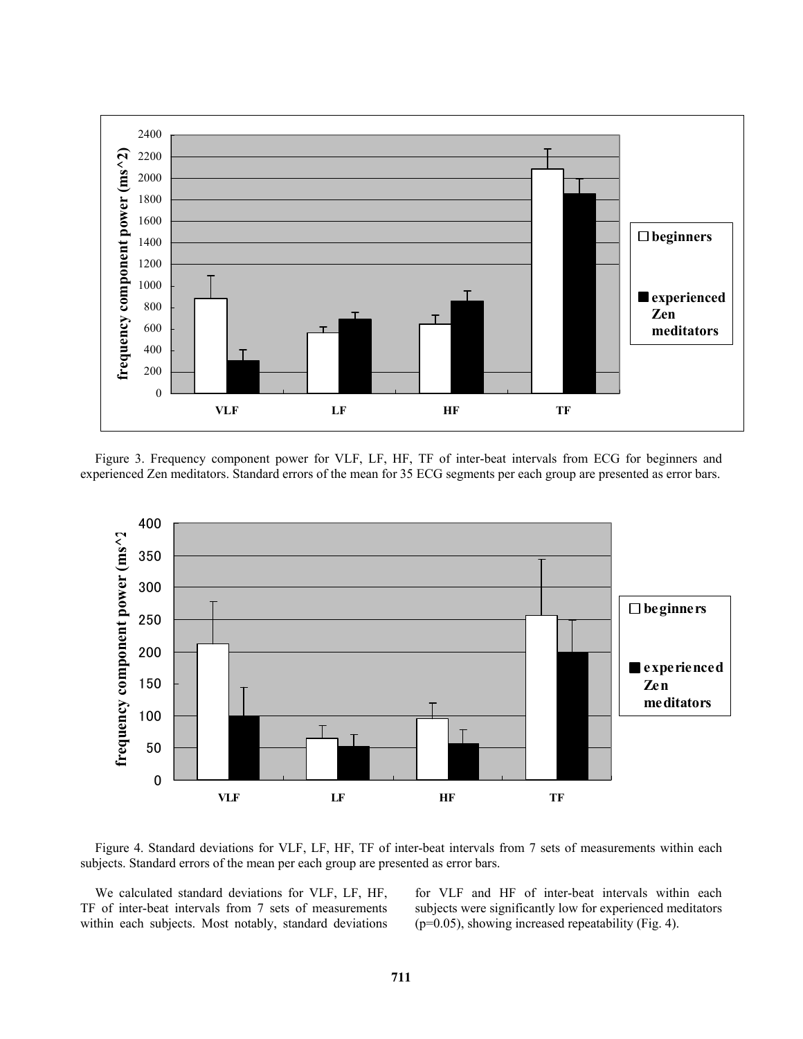2400
2200
2000
1800
1600
1400
1200
1000
800
600
400
200
0

frequency component power (ms^2)

VLF LF HF TF

☐ beginners

■ experienced Zen meditators

Figure 3. Frequency component power for VLF, LF, HF, TF of inter-beat intervals from ECG for beginners and experienced Zen meditators. Standard errors of the mean for 35 ECG segments per each group are presented as error bars.

400
350
300
250
200
150
100
50
0

frequency component power (ms^2

VLF LF HF TF

☐ beginners

■ experienced Zen meditators

Figure 4. Standard deviations for VLF, LF, HF, TF of inter-beat intervals from 7 sets of measurements within each subjects. Standard errors of the mean per each group are presented as error bars.

We calculated standard deviations for VLF, LF, HF, TF of inter-beat intervals from 7 sets of measurements within each subjects. Most notably, standard deviations for VLF and HF of inter-beat intervals within each subjects were significantly low for experienced meditators ($p=0.05$), showing increased repeatability (Fig. 4).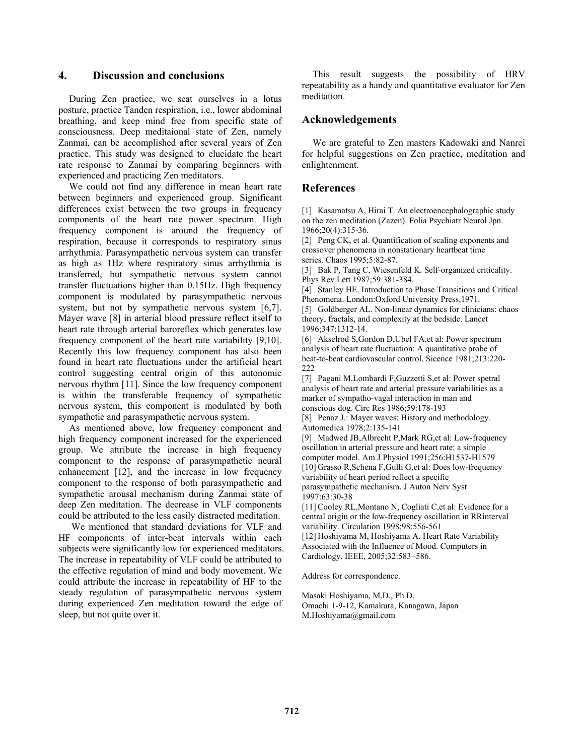## 4. Discussion and conclusions

During Zen practice, we seat ourselves in a lotus posture, practice Tanden respiration, i.e., lower abdominal breathing, and keep mind free from specific state of consciousness. Deep meditaional state of Zen, namely Zanmai, can be accomplished after several years of Zen practice. This study was designed to elucidate the heart rate response to Zanmai by comparing beginners with experienced and practicing Zen meditators.

We could not find any difference in mean heart rate between beginners and experienced group. Significant differences exist between the two groups in frequency components of the heart rate power spectrum. High frequency component is around the frequency of respiration, because it corresponds to respiratory sinus arrhythmia. Parasympathetic nervous system can transfer as high as 1Hz where respiratory sinus arrhythmia is transferred, but sympathetic nervous system cannot transfer fluctuations higher than 0.15Hz. High frequency component is modulated by parasympathetic nervous system, but not by sympathetic nervous system [6,7]. Mayer wave [8] in arterial blood pressure reflect itself to heart rate through arterial baroreflex which generates low frequency component of the heart rate variability [9,10]. Recently this low frequency component has also been found in heart rate fluctuations under the artificial heart control suggesting central origin of this autonomic nervous rhythm [11]. Since the low frequency component is within the transferable frequency of sympathetic nervous system, this component is modulated by both sympathetic and parasympathetic nervous system.

As mentioned above, low frequency component and high frequency component increased for the experienced group. We attribute the increase in high frequency component to the response of parasympathetic neural enhancement [12], and the increase in low frequency component to the response of both parasympathetic and sympathetic arousal mechanism during Zanmai state of deep Zen meditation. The decrease in VLF components could be attributed to the less easily distracted meditation.

We mentioned that standard deviations for VLF and HF components of inter-beat intervals within each subjects were significantly low for experienced meditators. The increase in repeatability of VLF could be attributed to the effective regulation of mind and body movement. We could attribute the increase in repeatability of HF to the steady regulation of parasympathetic nervous system during experienced Zen meditation toward the edge of sleep, but not quite over it.

This result suggests the possibility of HRV repeatability as a handy and quantitative evaluator for Zen meditation.

## Acknowledgements

We are grateful to Zen masters Kadowaki and Nanrei for helpful suggestions on Zen practice, meditation and enlightenment.

## References

[1] Kasamatsu A, Hirai T. An electroencephalographic study on the zen meditation (Zazen). Folia Psychiatr Neurol Jpn. 1966;20(4):315-36.

[2] Peng CK, et al. Quantification of scaling exponents and crossover phenomena in nonstationary heartbeat time series. Chaos 1995;5:82-87.

[3] Bak P, Tang C, Wiesenfeld K. Self-organized criticality. Phys Rev Lett 1987;59:381-384.

[4] Stanley HE. Introduction to Phase Transitions and Critical Phenomena. London:Oxford University Press,1971.

[5] Goldberger AL. Non-linear dynamics for clinicians: chaos theory, fractals, and complexity at the bedside. Lancet 1996;347:1312-14.

[6] Akselrod S,Gordon D,Ubel FA,et al: Power spectrum analysis of heart rate fluctuation: A quantitative probe of beat-to-beat cardiovascular control. Sicence 1981;213:220-222

[7] Pagani M,Lombardi F,Guzzetti S,et al: Power spetral analysis of heart rate and arterial pressure variabilities as a marker of sympatho-vagal interaction in man and conscious dog. Circ Res 1986;59:178-193

[8] Penaz J.: Mayer waves: History and methodology. Automedica 1978;2:135-141

[9] Madwed JB,Albrecht P,Mark RG,et al: Low-frequency oscillation in arterial pressure and heart rate: a simple computer model. Am J Physiol 1991;256:H1537-H1579

[10] Grasso R,Schena F,Gulli G,et al: Does low-frequency variability of heart period reflect a specific parasympathetic mechanism. J Auton Nerv Syst 1997:63:30-38

[11] Cooley RL,Montano N, Cogliati C,et al: Evidence for a central origin or the low-frequency oscillation in RRinterval variability. Circulation 1998;98:556-561

[12] Hoshiyama M, Hoshiyama A. Heart Rate Variability Associated with the Influence of Mood. Computers in Cardiology. IEEE, 2005;32:583−586.

Address for correspondence.

Masaki Hoshiyama, M.D., Ph.D.
Omachi 1-9-12, Kamakura, Kanagawa, Japan
M.Hoshiyama@gmail.com